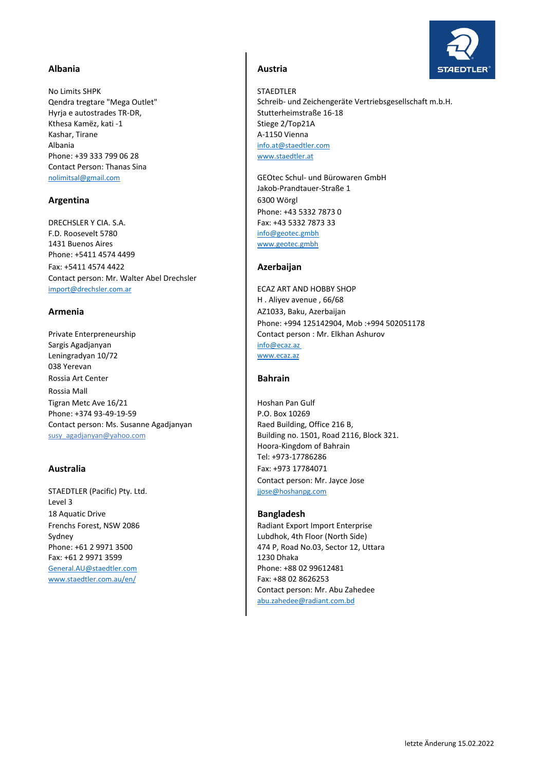## Albania

No Limits SHPK
Qendra tregtare "Mega Outlet"
Hyrja e autostrades TR-DR,
Kthesa Kamëz, kati -1
Kashar, Tirane
Albania
Phone: +39 333 799 06 28
Contact Person: Thanas Sina
nolimitsal@gmail.com

## Argentina

DRECHSLER Y CIA. S.A.
F.D. Roosevelt 5780
1431 Buenos Aires
Phone: +5411 4574 4499
Fax: +5411 4574 4422
Contact person: Mr. Walter Abel Drechsler
import@drechsler.com.ar

## Armenia

Private Enterpreneurship
Sargis Agadjanyan
Leningradyan 10/72
038 Yerevan
Rossia Art Center
Rossia Mall
Tigran Metc Ave 16/21
Phone: +374 93-49-19-59
Contact person: Ms. Susanne Agadjanyan
susy_agadjanyan@yahoo.com

## Australia

STAEDTLER (Pacific) Pty. Ltd.
Level 3
18 Aquatic Drive
Frenchs Forest, NSW 2086
Sydney
Phone: +61 2 9971 3500
Fax: +61 2 9971 3599
General.AU@staedtler.com
www.staedtler.com.au/en/

## Austria

STAEDTLER
Schreib- und Zeichengeräte Vertriebsgesellschaft m.b.H.
Stutterheimstraße 16-18
Stiege 2/Top21A
A-1150 Vienna
info.at@staedtler.com
www.staedtler.at

GEOtec Schul- und Bürowaren GmbH
Jakob-Prandtauer-Straße 1
6300 Wörgl
Phone: +43 5332 7873 0
Fax: +43 5332 7873 33
info@geotec.gmbh
www.geotec.gmbh

## Azerbaijan

ECAZ ART AND HOBBY SHOP
H . Aliyev avenue , 66/68
AZ1033, Baku, Azerbaijan
Phone: +994 125142904, Mob :+994 502051178
Contact person : Mr. Elkhan Ashurov
info@ecaz.az
www.ecaz.az

## Bahrain

Hoshan Pan Gulf
P.O. Box 10269
Raed Building, Office 216 B,
Building no. 1501, Road 2116, Block 321.
Hoora-Kingdom of Bahrain
Tel: +973-17786286
Fax: +973 17784071
Contact person: Mr. Jayce Jose
jjose@hoshanpg.com

## Bangladesh

Radiant Export Import Enterprise
Lubdhok, 4th Floor (North Side)
474 P, Road No.03, Sector 12, Uttara
1230 Dhaka
Phone: +88 02 99612481
Fax: +88 02 8626253
Contact person: Mr. Abu Zahedee
abu.zahedee@radiant.com.bd

letzte Änderung 15.02.2022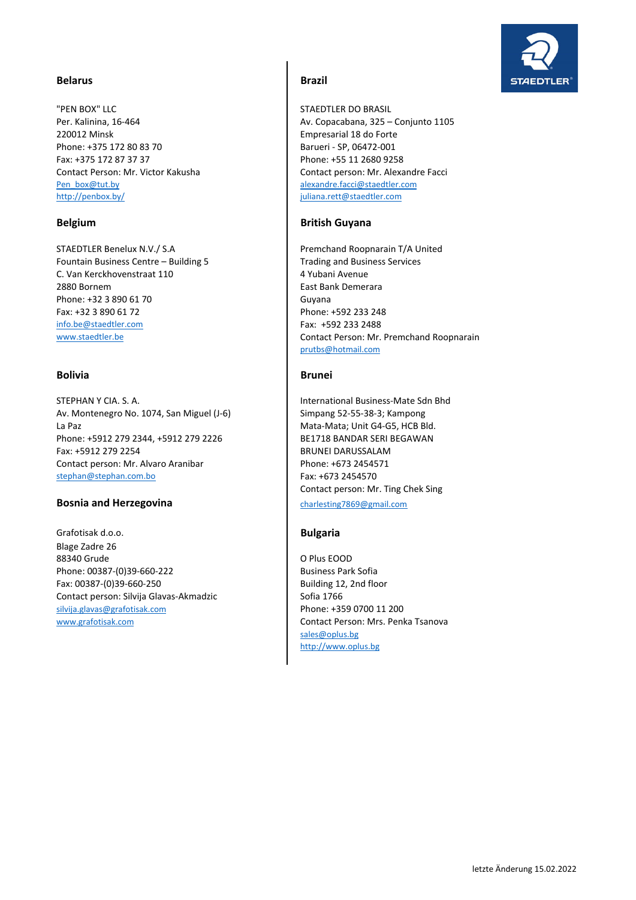## Belarus

"PEN BOX" LLC
Per. Kalinina, 16-464
220012 Minsk
Phone: +375 172 80 83 70
Fax: +375 172 87 37 37
Contact Person: Mr. Victor Kakusha
Pen_box@tut.by
http://penbox.by/

## Belgium

STAEDTLER Benelux N.V./ S.A
Fountain Business Centre – Building 5
C. Van Kerckhovenstraat 110
2880 Bornem
Phone: +32 3 890 61 70
Fax: +32 3 890 61 72
info.be@staedtler.com
www.staedtler.be

## Bolivia

STEPHAN Y CIA. S. A.
Av. Montenegro No. 1074, San Miguel (J-6)
La Paz
Phone: +5912 279 2344, +5912 279 2226
Fax: +5912 279 2254
Contact person: Mr. Alvaro Aranibar
stephan@stephan.com.bo

## Bosnia and Herzegovina

Grafotisak d.o.o.
Blage Zadre 26
88340 Grude
Phone: 00387-(0)39-660-222
Fax: 00387-(0)39-660-250
Contact person: Silvija Glavas-Akmadzic
silvija.glavas@grafotisak.com
www.grafotisak.com

## Brazil

STAEDTLER DO BRASIL
Av. Copacabana, 325 – Conjunto 1105
Empresarial 18 do Forte
Barueri - SP, 06472-001
Phone: +55 11 2680 9258
Contact person: Mr. Alexandre Facci
alexandre.facci@staedtler.com
juliana.rett@staedtler.com

## British Guyana

Premchand Roopnarain T/A United
Trading and Business Services
4 Yubani Avenue
East Bank Demerara
Guyana
Phone: +592 233 248
Fax: +592 233 2488
Contact Person: Mr. Premchand Roopnarain
prutbs@hotmail.com

## Brunei

International Business-Mate Sdn Bhd
Simpang 52-55-38-3; Kampong
Mata-Mata; Unit G4-G5, HCB Bld.
BE1718 BANDAR SERI BEGAWAN
BRUNEI DARUSSALAM
Phone: +673 2454571
Fax: +673 2454570
Contact person: Mr. Ting Chek Sing
charlesting7869@gmail.com

## Bulgaria

O Plus EOOD
Business Park Sofia
Building 12, 2nd floor
Sofia 1766
Phone: +359 0700 11 200
Contact Person: Mrs. Penka Tsanova
sales@oplus.bg
http://www.oplus.bg

letzte Änderung 15.02.2022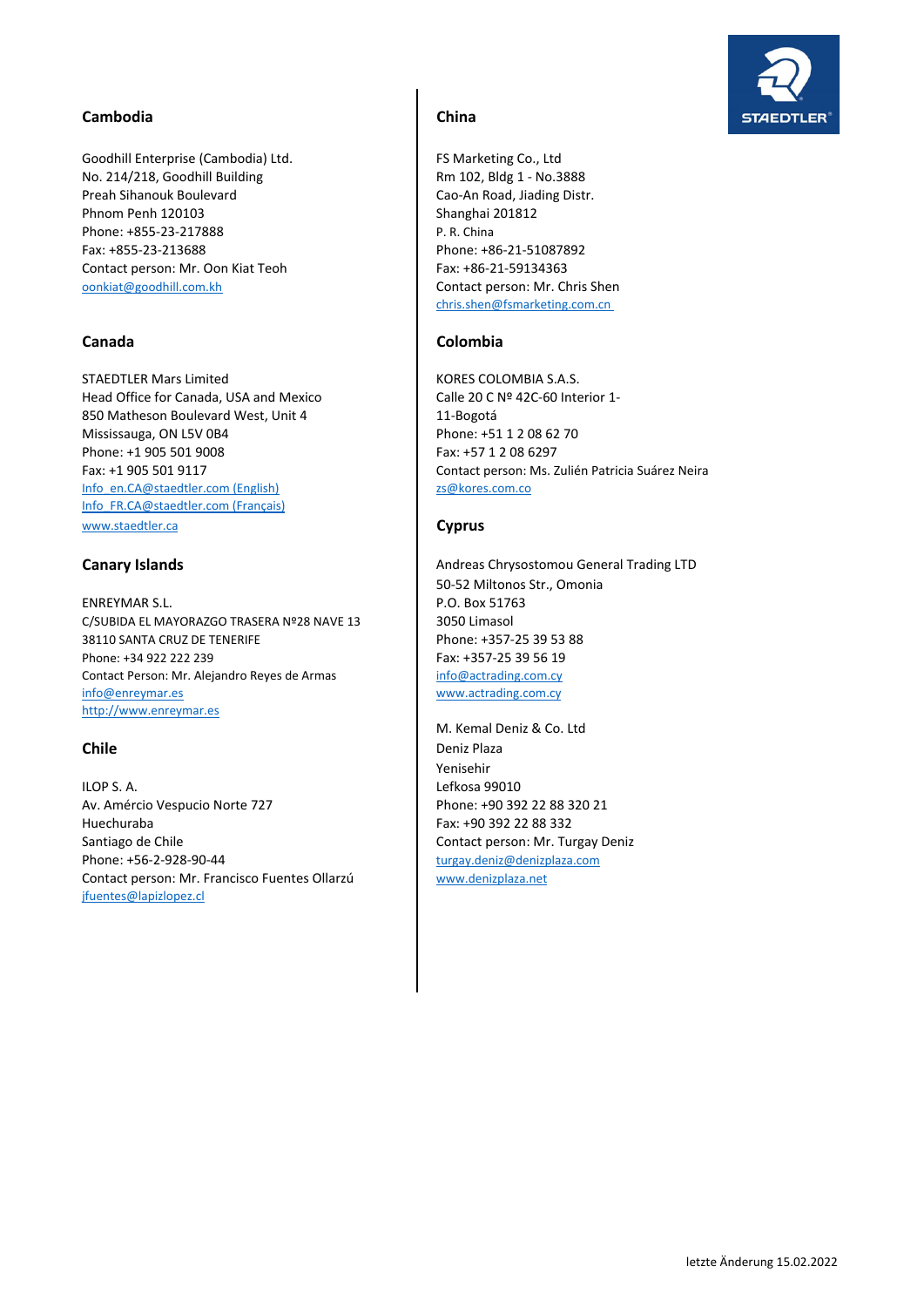## Cambodia

Goodhill Enterprise (Cambodia) Ltd.
No. 214/218, Goodhill Building
Preah Sihanouk Boulevard
Phnom Penh 120103
Phone: +855-23-217888
Fax: +855-23-213688
Contact person: Mr. Oon Kiat Teoh
oonkiat@goodhill.com.kh

## Canada

STAEDTLER Mars Limited
Head Office for Canada, USA and Mexico
850 Matheson Boulevard West, Unit 4
Mississauga, ON L5V 0B4
Phone: +1 905 501 9008
Fax: +1 905 501 9117
Info_en.CA@staedtler.com (English)
Info_FR.CA@staedtler.com (Français)
www.staedtler.ca

## Canary Islands

ENREYMAR S.L.
C/SUBIDA EL MAYORAZGO TRASERA Nº28 NAVE 13
38110 SANTA CRUZ DE TENERIFE
Phone: +34 922 222 239
Contact Person: Mr. Alejandro Reyes de Armas
info@enreymar.es
http://www.enreymar.es

## Chile

ILOP S. A.
Av. Amércio Vespucio Norte 727
Huechuraba
Santiago de Chile
Phone: +56-2-928-90-44
Contact person: Mr. Francisco Fuentes Ollarzú
jfuentes@lapizlopez.cl

## China

FS Marketing Co., Ltd
Rm 102, Bldg 1 - No.3888
Cao-An Road, Jiading Distr.
Shanghai 201812
P. R. China
Phone: +86-21-51087892
Fax: +86-21-59134363
Contact person: Mr. Chris Shen
chris.shen@fsmarketing.com.cn

## Colombia

KORES COLOMBIA S.A.S.
Calle 20 C Nº 42C-60 Interior 1-
11-Bogotá
Phone: +51 1 2 08 62 70
Fax: +57 1 2 08 6297
Contact person: Ms. Zulién Patricia Suárez Neira
zs@kores.com.co

## Cyprus

Andreas Chrysostomou General Trading LTD
50-52 Miltonos Str., Omonia
P.O. Box 51763
3050 Limasol
Phone: +357-25 39 53 88
Fax: +357-25 39 56 19
info@actrading.com.cy
www.actrading.com.cy

M. Kemal Deniz & Co. Ltd
Deniz Plaza
Yenisehir
Lefkosa 99010
Phone: +90 392 22 88 320 21
Fax: +90 392 22 88 332
Contact person: Mr. Turgay Deniz
turgay.deniz@denizplaza.com
www.denizplaza.net

letzte Änderung 15.02.2022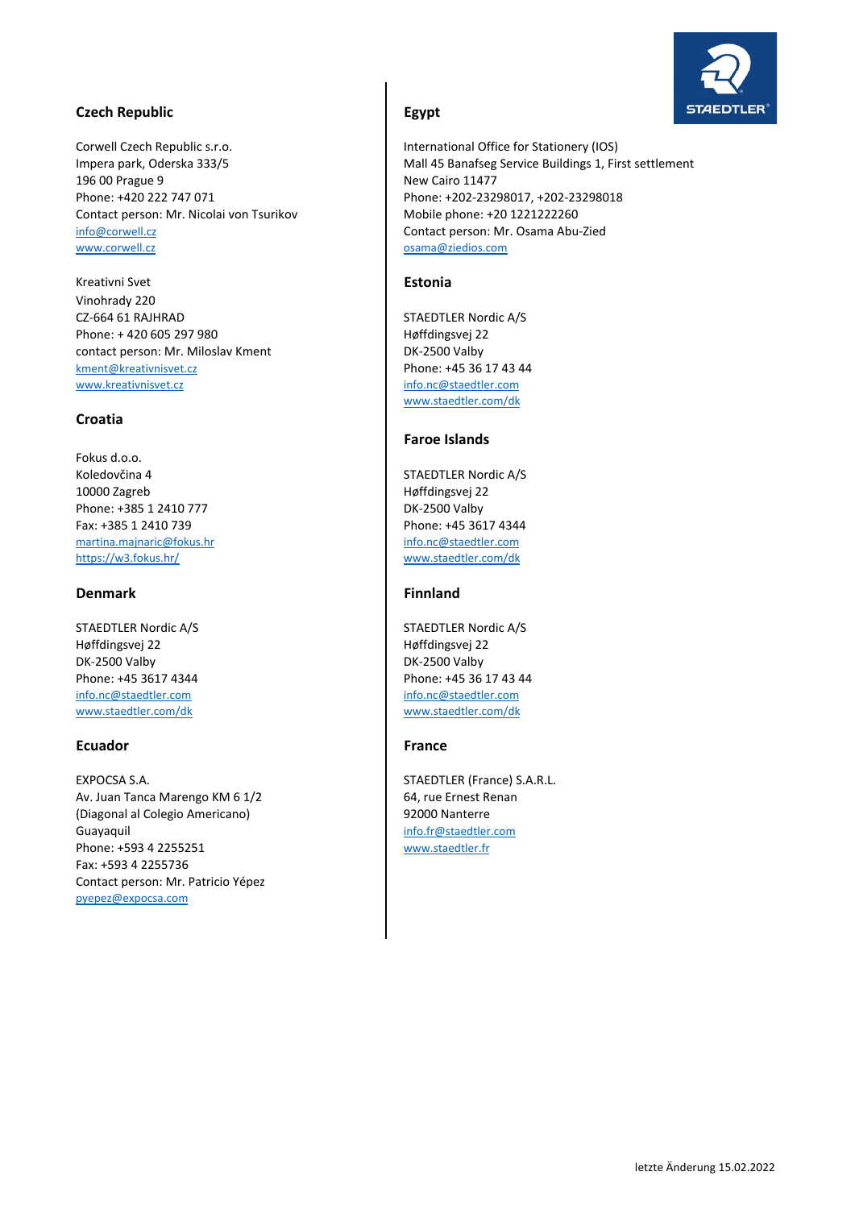## Czech Republic

Corwell Czech Republic s.r.o.
Impera park, Oderska 333/5
196 00 Prague 9
Phone: +420 222 747 071
Contact person: Mr. Nicolai von Tsurikov
info@corwell.cz
www.corwell.cz

Kreativni Svet
Vinohrady 220
CZ-664 61 RAJHRAD
Phone: + 420 605 297 980
contact person: Mr. Miloslav Kment
kment@kreativnisvet.cz
www.kreativnisvet.cz

## Croatia

Fokus d.o.o.
Koledovčina 4
10000 Zagreb
Phone: +385 1 2410 777
Fax: +385 1 2410 739
martina.majnaric@fokus.hr
https://w3.fokus.hr/

## Denmark

STAEDTLER Nordic A/S
Høffdingsvej 22
DK-2500 Valby
Phone: +45 3617 4344
info.nc@staedtler.com
www.staedtler.com/dk

## Ecuador

EXPOCSA S.A.
Av. Juan Tanca Marengo KM 6 1/2
(Diagonal al Colegio Americano)
Guayaquil
Phone: +593 4 2255251
Fax: +593 4 2255736
Contact person: Mr. Patricio Yépez
pyepez@expocsa.com

## Egypt

International Office for Stationery (IOS)
Mall 45 Banafseg Service Buildings 1, First settlement
New Cairo 11477
Phone: +202-23298017, +202-23298018
Mobile phone: +20 1221222260
Contact person: Mr. Osama Abu-Zied
osama@ziedios.com

## Estonia

STAEDTLER Nordic A/S
Høffdingsvej 22
DK-2500 Valby
Phone: +45 36 17 43 44
info.nc@staedtler.com
www.staedtler.com/dk

## Faroe Islands

STAEDTLER Nordic A/S
Høffdingsvej 22
DK-2500 Valby
Phone: +45 3617 4344
info.nc@staedtler.com
www.staedtler.com/dk

## Finnland

STAEDTLER Nordic A/S
Høffdingsvej 22
DK-2500 Valby
Phone: +45 36 17 43 44
info.nc@staedtler.com
www.staedtler.com/dk

## France

STAEDTLER (France) S.A.R.L.
64, rue Ernest Renan
92000 Nanterre
info.fr@staedtler.com
www.staedtler.fr

letzte Änderung 15.02.2022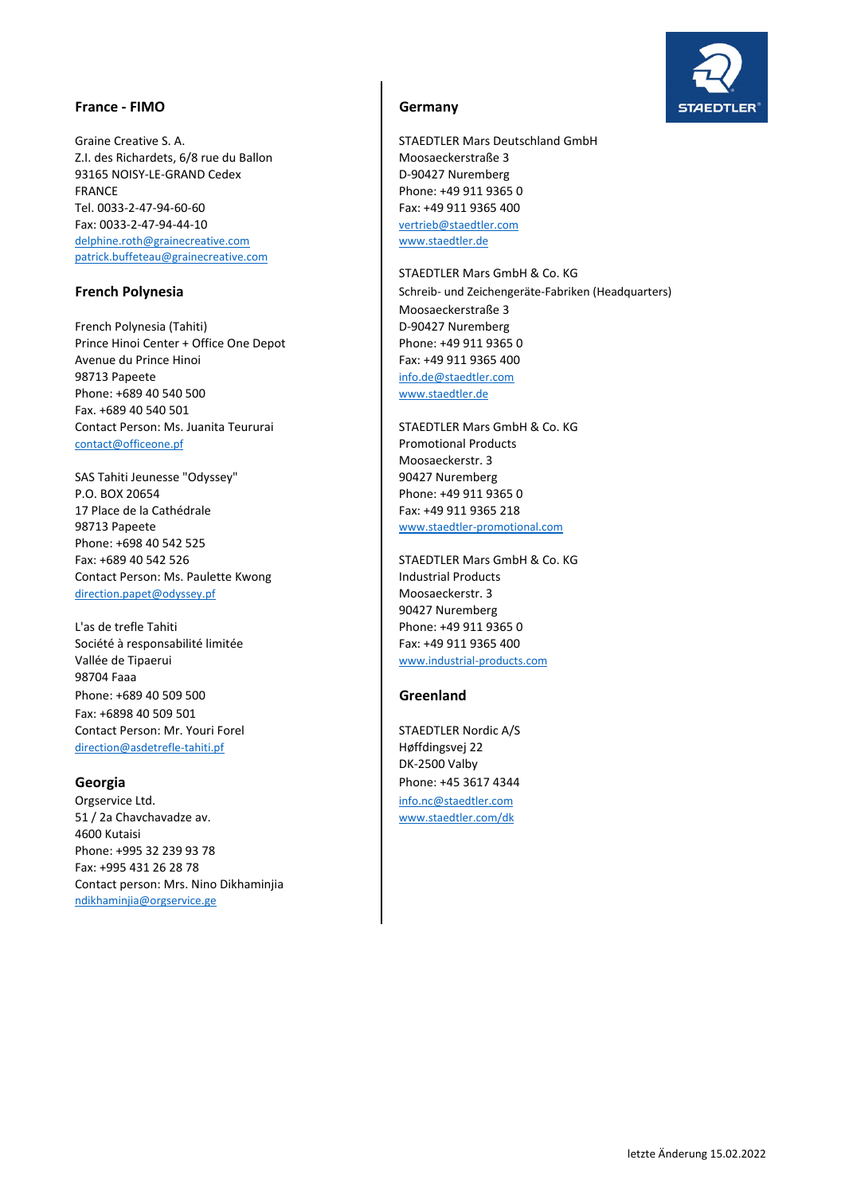## France - FIMO

Graine Creative S. A.
Z.I. des Richardets, 6/8 rue du Ballon
93165 NOISY-LE-GRAND Cedex
FRANCE
Tel. 0033-2-47-94-60-60
Fax: 0033-2-47-94-44-10
delphine.roth@grainecreative.com
patrick.buffeteau@grainecreative.com

## French Polynesia

French Polynesia (Tahiti)
Prince Hinoi Center + Office One Depot
Avenue du Prince Hinoi
98713 Papeete
Phone: +689 40 540 500
Fax. +689 40 540 501
Contact Person: Ms. Juanita Teururai
contact@officeone.pf

SAS Tahiti Jeunesse "Odyssey"
P.O. BOX 20654
17 Place de la Cathédrale
98713 Papeete
Phone: +698 40 542 525
Fax: +689 40 542 526
Contact Person: Ms. Paulette Kwong
direction.papet@odyssey.pf

L'as de trefle Tahiti
Société à responsabilité limitée
Vallée de Tipaerui
98704 Faaa
Phone: +689 40 509 500
Fax: +6898 40 509 501
Contact Person: Mr. Youri Forel
direction@asdetrefle-tahiti.pf

## Georgia

Orgservice Ltd.
51 / 2a Chavchavadze av.
4600 Kutaisi
Phone: +995 32 239 93 78
Fax: +995 431 26 28 78
Contact person: Mrs. Nino Dikhaminjia
ndikhaminjia@orgservice.ge

## Germany

STAEDTLER Mars Deutschland GmbH
Moosaeckerstraße 3
D-90427 Nuremberg
Phone: +49 911 9365 0
Fax: +49 911 9365 400
vertrieb@staedtler.com
www.staedtler.de

STAEDTLER Mars GmbH & Co. KG
Schreib- und Zeichengeräte-Fabriken (Headquarters)
Moosaeckerstraße 3
D-90427 Nuremberg
Phone: +49 911 9365 0
Fax: +49 911 9365 400
info.de@staedtler.com
www.staedtler.de

STAEDTLER Mars GmbH & Co. KG
Promotional Products
Moosaeckerstr. 3
90427 Nuremberg
Phone: +49 911 9365 0
Fax: +49 911 9365 218
www.staedtler-promotional.com

STAEDTLER Mars GmbH & Co. KG
Industrial Products
Moosaeckerstr. 3
90427 Nuremberg
Phone: +49 911 9365 0
Fax: +49 911 9365 400
www.industrial-products.com

## Greenland

STAEDTLER Nordic A/S
Høffdingsvej 22
DK-2500 Valby
Phone: +45 3617 4344
info.nc@staedtler.com
www.staedtler.com/dk

letzte Änderung 15.02.2022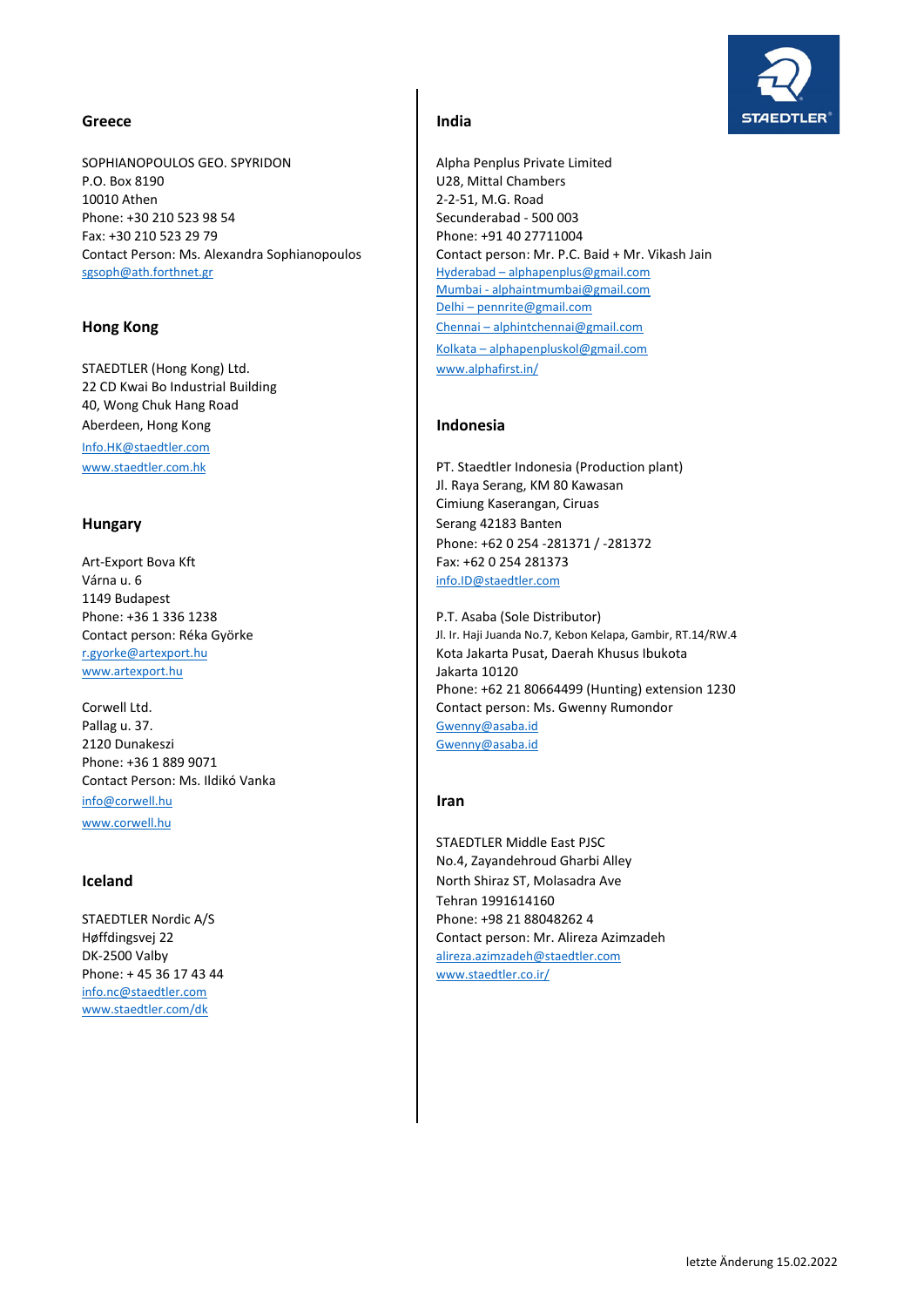## Greece

SOPHIANOPOULOS GEO. SPYRIDON
P.O. Box 8190
10010 Athen
Phone: +30 210 523 98 54
Fax: +30 210 523 29 79
Contact Person: Ms. Alexandra Sophianopoulos
sgsoph@ath.forthnet.gr

## Hong Kong

STAEDTLER (Hong Kong) Ltd.
22 CD Kwai Bo Industrial Building
40, Wong Chuk Hang Road
Aberdeen, Hong Kong
Info.HK@staedtler.com
www.staedtler.com.hk

## Hungary

Art-Export Bova Kft
Várna u. 6
1149 Budapest
Phone: +36 1 336 1238
Contact person: Réka Györke
r.gyorke@artexport.hu
www.artexport.hu

Corwell Ltd.
Pallag u. 37.
2120 Dunakeszi
Phone: +36 1 889 9071
Contact Person: Ms. Ildikó Vanka
info@corwell.hu
www.corwell.hu

## Iceland

STAEDTLER Nordic A/S
Høffdingsvej 22
DK-2500 Valby
Phone: + 45 36 17 43 44
info.nc@staedtler.com
www.staedtler.com/dk

## India

Alpha Penplus Private Limited
U28, Mittal Chambers
2-2-51, M.G. Road
Secunderabad - 500 003
Phone: +91 40 27711004
Contact person: Mr. P.C. Baid + Mr. Vikash Jain
Hyderabad – alphapenplus@gmail.com
Mumbai - alphaintmumbai@gmail.com
Delhi – pennrite@gmail.com
Chennai – alphintchennai@gmail.com
Kolkata – alphapenpluskol@gmail.com
www.alphafirst.in/

## Indonesia

PT. Staedtler Indonesia (Production plant)
Jl. Raya Serang, KM 80 Kawasan
Cimiung Kaserangan, Ciruas
Serang 42183 Banten
Phone: +62 0 254 -281371 / -281372
Fax: +62 0 254 281373
info.ID@staedtler.com

P.T. Asaba (Sole Distributor)
Jl. Ir. Haji Juanda No.7, Kebon Kelapa, Gambir, RT.14/RW.4
Kota Jakarta Pusat, Daerah Khusus Ibukota
Jakarta 10120
Phone: +62 21 80664499 (Hunting) extension 1230
Contact person: Ms. Gwenny Rumondor
Gwenny@asaba.id
Gwenny@asaba.id

## Iran

STAEDTLER Middle East PJSC
No.4, Zayandehroud Gharbi Alley
North Shiraz ST, Molasadra Ave
Tehran 1991614160
Phone: +98 21 88048262 4
Contact person: Mr. Alireza Azimzadeh
alireza.azimzadeh@staedtler.com
www.staedtler.co.ir/

letzte Änderung 15.02.2022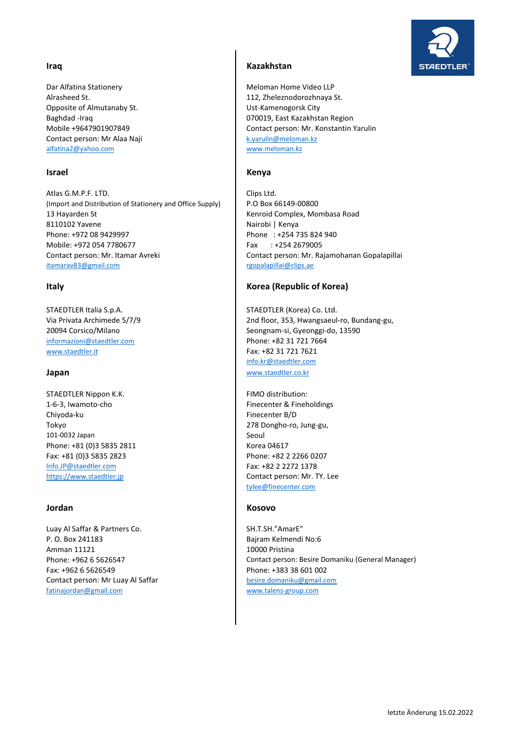## Iraq

Dar Alfatina Stationery
Alrasheed St.
Opposite of Almutanaby St.
Baghdad -Iraq
Mobile +9647901907849
Contact person: Mr Alaa Naji
alfatina2@yahoo.com

## Israel

Atlas G.M.P.F. LTD.
(Import and Distribution of Stationery and Office Supply)
13 Hayarden St
8110102 Yavene
Phone: +972 08 9429997
Mobile: +972 054 7780677
Contact person: Mr. Itamar Avreki
itamarav83@gmail.com

## Italy

STAEDTLER Italia S.p.A.
Via Privata Archimede 5/7/9
20094 Corsico/Milano
informazioni@staedtler.com
www.staedtler.it

## Japan

STAEDTLER Nippon K.K.
1-6-3, Iwamoto-cho
Chiyoda-ku
Tokyo
101-0032 Japan
Phone: +81 (0)3 5835 2811
Fax: +81 (0)3 5835 2823
Info.JP@staedtler.com
https://www.staedtler.jp

## Jordan

Luay Al Saffar & Partners Co.
P. O. Box 241183
Amman 11121
Phone: +962 6 5626547
Fax: +962 6 5626549
Contact person: Mr Luay Al Saffar
fatinajordan@gmail.com

## Kazakhstan

Meloman Home Video LLP
112, Zheleznodorozhnaya St.
Ust-Kamenogorsk City
070019, East Kazakhstan Region
Contact person: Mr. Konstantin Yarulin
k.yarulin@meloman.kz
www.meloman.kz

## Kenya

Clips Ltd.
P.O Box 66149-00800
Kenroid Complex, Mombasa Road
Nairobi | Kenya
Phone : +254 735 824 940
Fax : +254 2679005
Contact person: Mr. Rajamohanan Gopalapillai
rgopalapillai@clips.ae

## Korea (Republic of Korea)

STAEDTLER (Korea) Co. Ltd.
2nd floor, 353, Hwangsaeul-ro, Bundang-gu,
Seongnam-si, Gyeonggi-do, 13590
Phone: +82 31 721 7664
Fax: +82 31 721 7621
info.kr@staedtler.com
www.staedtler.co.kr

FIMO distribution:
Finecenter & Fineholdings
Finecenter B/D
278 Dongho-ro, Jung-gu,
Seoul
Korea 04617
Phone: +82 2 2266 0207
Fax: +82 2 2272 1378
Contact person: Mr. TY. Lee
tylee@finecenter.com

## Kosovo

SH.T.SH."AmarE"
Bajram Kelmendi No:6
10000 Pristina
Contact person: Besire Domaniku (General Manager)
Phone: +383 38 601 002
besire.domaniku@gmail.com
www.talens-group.com

letzte Änderung 15.02.2022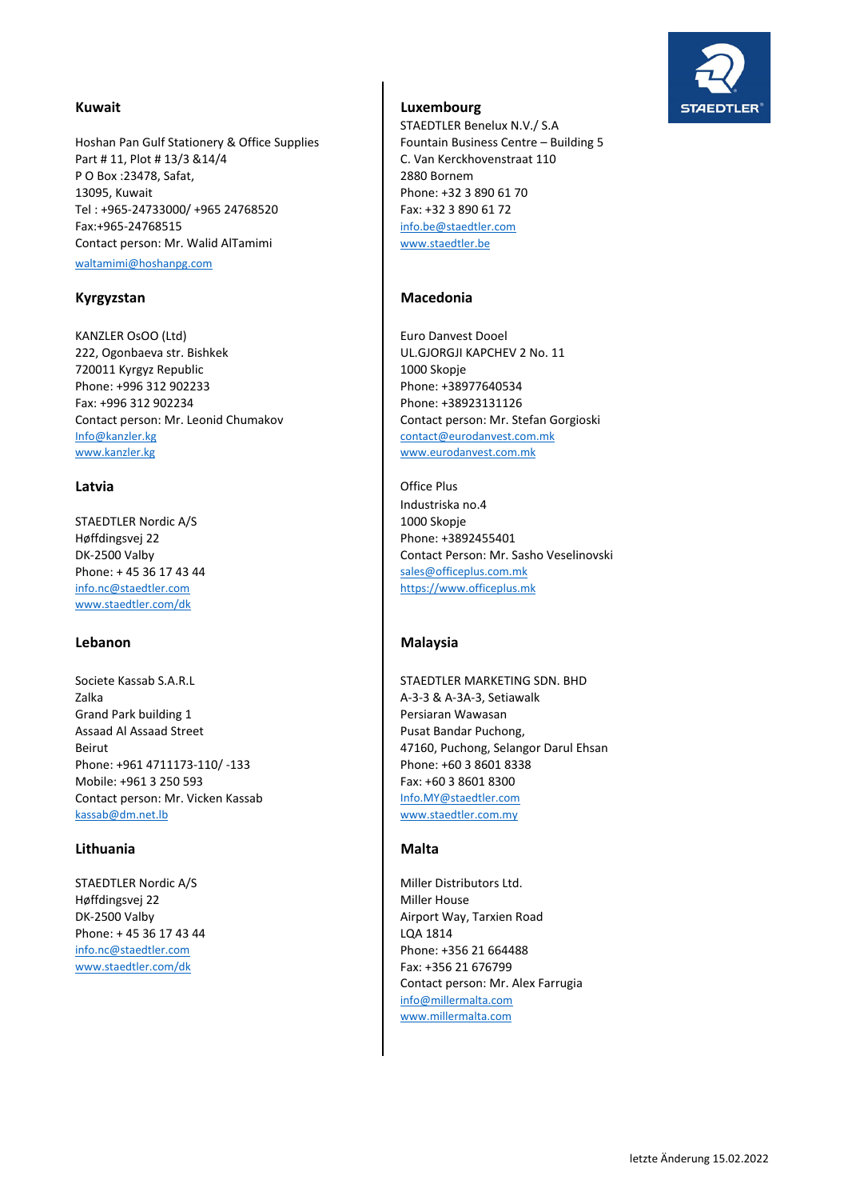## Kuwait

Hoshan Pan Gulf Stationery & Office Supplies
Part # 11, Plot # 13/3 &14/4
P O Box :23478, Safat,
13095, Kuwait
Tel : +965-24733000/ +965 24768520
Fax:+965-24768515
Contact person: Mr. Walid AlTamimi
waltamimi@hoshanpg.com

## Kyrgyzstan

KANZLER OsOO (Ltd)
222, Ogonbaeva str. Bishkek
720011 Kyrgyz Republic
Phone: +996 312 902233
Fax: +996 312 902234
Contact person: Mr. Leonid Chumakov
Info@kanzler.kg
www.kanzler.kg

## Latvia

STAEDTLER Nordic A/S
Høffdingsvej 22
DK-2500 Valby
Phone: + 45 36 17 43 44
info.nc@staedtler.com
www.staedtler.com/dk

## Lebanon

Societe Kassab S.A.R.L
Zalka
Grand Park building 1
Assaad Al Assaad Street
Beirut
Phone: +961 4711173-110/ -133
Mobile: +961 3 250 593
Contact person: Mr. Vicken Kassab
kassab@dm.net.lb

## Lithuania

STAEDTLER Nordic A/S
Høffdingsvej 22
DK-2500 Valby
Phone: + 45 36 17 43 44
info.nc@staedtler.com
www.staedtler.com/dk

## Luxembourg

STAEDTLER Benelux N.V./ S.A
Fountain Business Centre – Building 5
C. Van Kerckhovenstraat 110
2880 Bornem
Phone: +32 3 890 61 70
Fax: +32 3 890 61 72
info.be@staedtler.com
www.staedtler.be

## Macedonia

Euro Danvest Dooel
UL.GJORGJI KAPCHEV 2 No. 11
1000 Skopje
Phone: +38977640534
Phone: +38923131126
Contact person: Mr. Stefan Gorgioski
contact@eurodanvest.com.mk
www.eurodanvest.com.mk

Office Plus
Industriska no.4
1000 Skopje
Phone: +3892455401
Contact Person: Mr. Sasho Veselinovski
sales@officeplus.com.mk
https://www.officeplus.mk

## Malaysia

STAEDTLER MARKETING SDN. BHD
A-3-3 & A-3A-3, Setiawalk
Persiaran Wawasan
Pusat Bandar Puchong,
47160, Puchong, Selangor Darul Ehsan
Phone: +60 3 8601 8338
Fax: +60 3 8601 8300
Info.MY@staedtler.com
www.staedtler.com.my

## Malta

Miller Distributors Ltd.
Miller House
Airport Way, Tarxien Road
LQA 1814
Phone: +356 21 664488
Fax: +356 21 676799
Contact person: Mr. Alex Farrugia
info@millermalta.com
www.millermalta.com

letzte Änderung 15.02.2022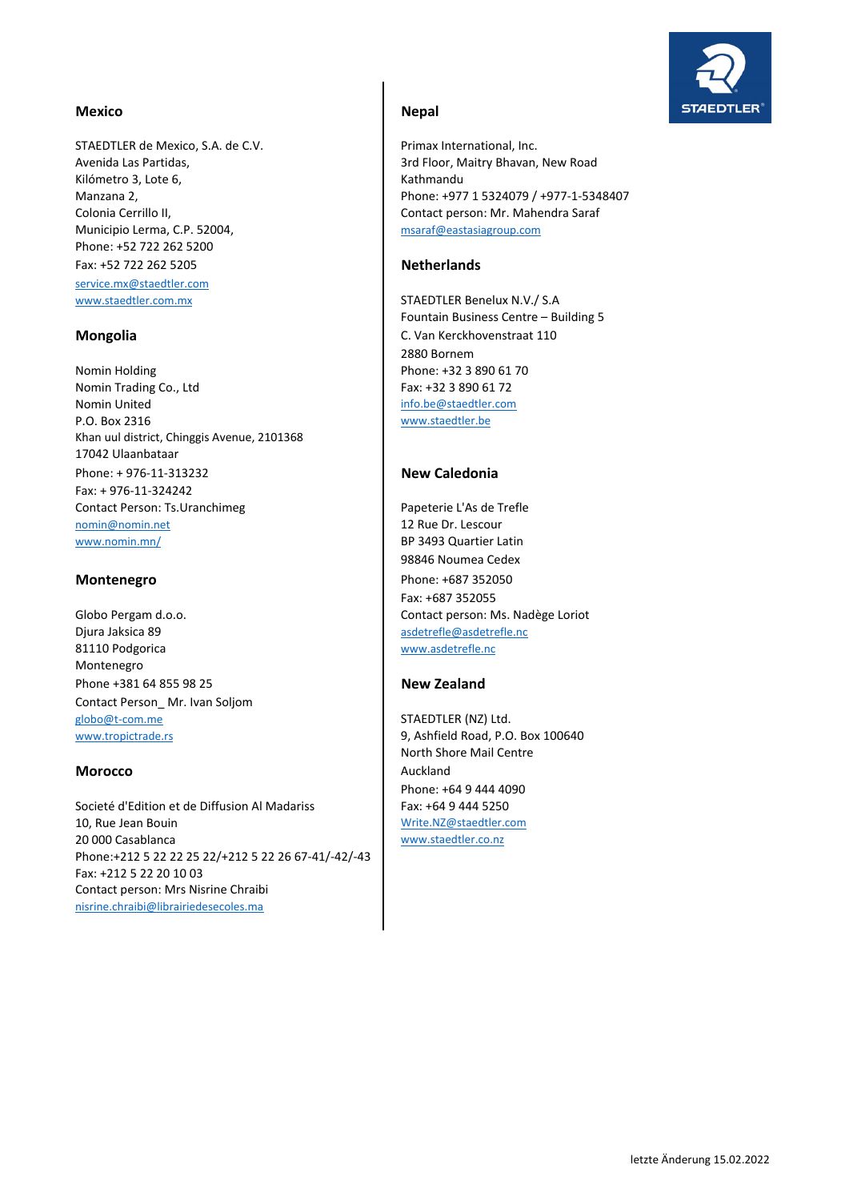## Mexico

STAEDTLER de Mexico, S.A. de C.V.
Avenida Las Partidas,
Kilómetro 3, Lote 6,
Manzana 2,
Colonia Cerrillo II,
Municipio Lerma, C.P. 52004,
Phone: +52 722 262 5200
Fax: +52 722 262 5205
service.mx@staedtler.com
www.staedtler.com.mx

## Mongolia

Nomin Holding
Nomin Trading Co., Ltd
Nomin United
P.O. Box 2316
Khan uul district, Chinggis Avenue, 2101368
17042 Ulaanbataar
Phone: + 976-11-313232
Fax: + 976-11-324242
Contact Person: Ts.Uranchimeg
nomin@nomin.net
www.nomin.mn/

## Montenegro

Globo Pergam d.o.o.
Djura Jaksica 89
81110 Podgorica
Montenegro
Phone +381 64 855 98 25
Contact Person_ Mr. Ivan Soljom
globo@t-com.me
www.tropictrade.rs

## Morocco

Societé d'Edition et de Diffusion Al Madariss
10, Rue Jean Bouin
20 000 Casablanca
Phone:+212 5 22 22 25 22/+212 5 22 26 67-41/-42/-43
Fax: +212 5 22 20 10 03
Contact person: Mrs Nisrine Chraibi
nisrine.chraibi@librairiedesecoles.ma

## Nepal

Primax International, Inc.
3rd Floor, Maitry Bhavan, New Road
Kathmandu
Phone: +977 1 5324079 / +977-1-5348407
Contact person: Mr. Mahendra Saraf
msaraf@eastasiagroup.com

## Netherlands

STAEDTLER Benelux N.V./ S.A
Fountain Business Centre – Building 5
C. Van Kerckhovenstraat 110
2880 Bornem
Phone: +32 3 890 61 70
Fax: +32 3 890 61 72
info.be@staedtler.com
www.staedtler.be

## New Caledonia

Papeterie L'As de Trefle
12 Rue Dr. Lescour
BP 3493 Quartier Latin
98846 Noumea Cedex
Phone: +687 352050
Fax: +687 352055
Contact person: Ms. Nadège Loriot
asdetrefle@asdetrefle.nc
www.asdetrefle.nc

## New Zealand

STAEDTLER (NZ) Ltd.
9, Ashfield Road, P.O. Box 100640
North Shore Mail Centre
Auckland
Phone: +64 9 444 4090
Fax: +64 9 444 5250
Write.NZ@staedtler.com
www.staedtler.co.nz

letzte Änderung 15.02.2022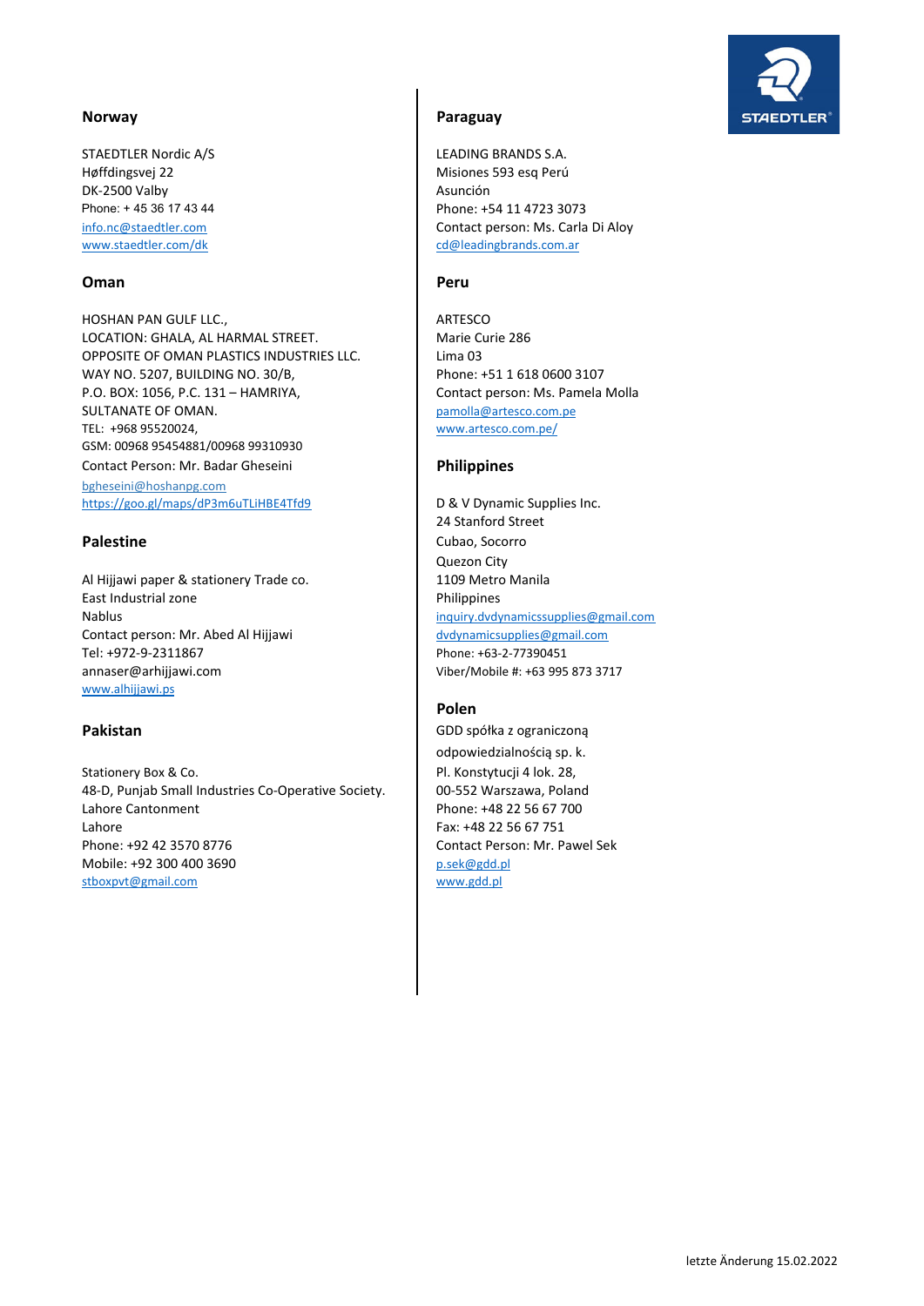## Norway

STAEDTLER Nordic A/S
Høffdingsvej 22
DK-2500 Valby
Phone: + 45 36 17 43 44
info.nc@staedtler.com
www.staedtler.com/dk

## Oman

HOSHAN PAN GULF LLC.,
LOCATION: GHALA, AL HARMAL STREET.
OPPOSITE OF OMAN PLASTICS INDUSTRIES LLC.
WAY NO. 5207, BUILDING NO. 30/B,
P.O. BOX: 1056, P.C. 131 – HAMRIYA,
SULTANATE OF OMAN.
TEL: +968 95520024,
GSM: 00968 95454881/00968 99310930
Contact Person: Mr. Badar Gheseini
bgheseini@hoshanpg.com
https://goo.gl/maps/dP3m6uTLiHBE4Tfd9

## Palestine

Al Hijjawi paper & stationery Trade co.
East Industrial zone
Nablus
Contact person: Mr. Abed Al Hijjawi
Tel: +972-9-2311867
annaser@arhijjawi.com
www.alhijjawi.ps

## Pakistan

Stationery Box & Co.
48-D, Punjab Small Industries Co-Operative Society.
Lahore Cantonment
Lahore
Phone: +92 42 3570 8776
Mobile: +92 300 400 3690
stboxpvt@gmail.com

## Paraguay

LEADING BRANDS S.A.
Misiones 593 esq Perú
Asunción
Phone: +54 11 4723 3073
Contact person: Ms. Carla Di Aloy
cd@leadingbrands.com.ar

## Peru

ARTESCO
Marie Curie 286
Lima 03
Phone: +51 1 618 0600 3107
Contact person: Ms. Pamela Molla
pamolla@artesco.com.pe
www.artesco.com.pe/

## Philippines

D & V Dynamic Supplies Inc.
24 Stanford Street
Cubao, Socorro
Quezon City
1109 Metro Manila
Philippines
inquiry.dvdynamicssupplies@gmail.com
dvdynamicsupplies@gmail.com
Phone: +63-2-77390451
Viber/Mobile #: +63 995 873 3717

## Polen

GDD spółka z ograniczoną
odpowiedzialnością sp. k.
Pl. Konstytucji 4 lok. 28,
00-552 Warszawa, Poland
Phone: +48 22 56 67 700
Fax: +48 22 56 67 751
Contact Person: Mr. Pawel Sek
p.sek@gdd.pl
www.gdd.pl

letzte Änderung 15.02.2022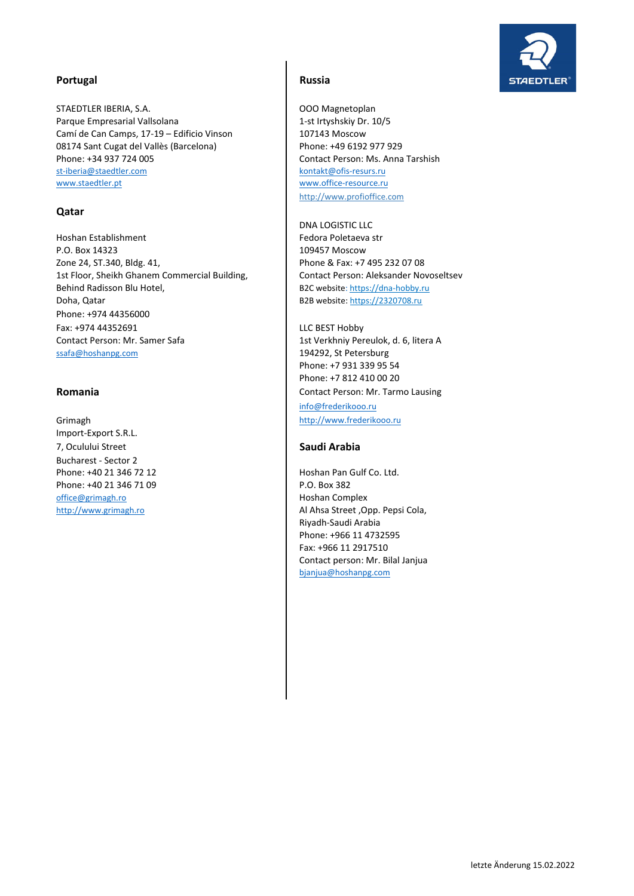## Portugal

STAEDTLER IBERIA, S.A.
Parque Empresarial Vallsolana
Camí de Can Camps, 17-19 – Edificio Vinson
08174 Sant Cugat del Vallès (Barcelona)
Phone: +34 937 724 005
st-iberia@staedtler.com
www.staedtler.pt

## Qatar

Hoshan Establishment
P.O. Box 14323
Zone 24, ST.340, Bldg. 41,
1st Floor, Sheikh Ghanem Commercial Building,
Behind Radisson Blu Hotel,
Doha, Qatar
Phone: +974 44356000
Fax: +974 44352691
Contact Person: Mr. Samer Safa
ssafa@hoshanpg.com

## Romania

Grimagh
Import-Export S.R.L.
7, Oculului Street
Bucharest - Sector 2
Phone: +40 21 346 72 12
Phone: +40 21 346 71 09
office@grimagh.ro
http://www.grimagh.ro

## Russia

OOO Magnetoplan
1-st Irtyshskiy Dr. 10/5
107143 Moscow
Phone: +49 6192 977 929
Contact Person: Ms. Anna Tarshish
kontakt@ofis-resurs.ru
www.office-resource.ru
http://www.profioffice.com

DNA LOGISTIC LLC
Fedora Poletaeva str
109457 Moscow
Phone & Fax: +7 495 232 07 08
Contact Person: Aleksander Novoseltsev
B2C website: https://dna-hobby.ru
B2B website: https://2320708.ru

LLC BEST Hobby
1st Verkhniy Pereulok, d. 6, litera A
194292, St Petersburg
Phone: +7 931 339 95 54
Phone: +7 812 410 00 20
Contact Person: Mr. Tarmo Lausing
info@frederikooo.ru
http://www.frederikooo.ru

## Saudi Arabia

Hoshan Pan Gulf Co. Ltd.
P.O. Box 382
Hoshan Complex
Al Ahsa Street ,Opp. Pepsi Cola,
Riyadh-Saudi Arabia
Phone: +966 11 4732595
Fax: +966 11 2917510
Contact person: Mr. Bilal Janjua
bjanjua@hoshanpg.com

letzte Änderung 15.02.2022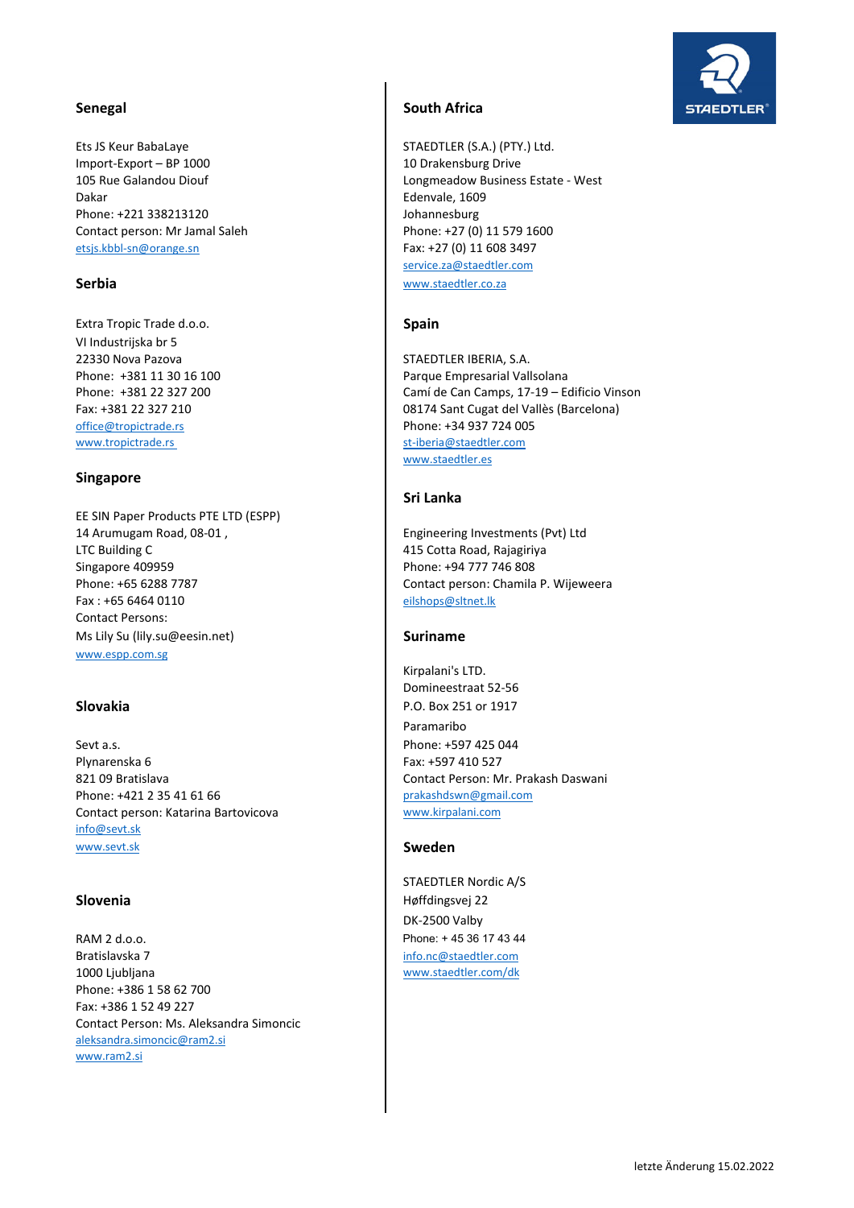## Senegal

Ets JS Keur BabaLaye
Import-Export – BP 1000
105 Rue Galandou Diouf
Dakar
Phone: +221 338213120
Contact person: Mr Jamal Saleh
etsjs.kbbl-sn@orange.sn

## Serbia

Extra Tropic Trade d.o.o.
VI Industrijska br 5
22330 Nova Pazova
Phone: +381 11 30 16 100
Phone: +381 22 327 200
Fax: +381 22 327 210
office@tropictrade.rs
www.tropictrade.rs

## Singapore

EE SIN Paper Products PTE LTD (ESPP)
14 Arumugam Road, 08-01 ,
LTC Building C
Singapore 409959
Phone: +65 6288 7787
Fax : +65 6464 0110
Contact Persons:
Ms Lily Su (lily.su@eesin.net)
www.espp.com.sg

## Slovakia

Sevt a.s.
Plynarenska 6
821 09 Bratislava
Phone: +421 2 35 41 61 66
Contact person: Katarina Bartovicova
info@sevt.sk
www.sevt.sk

## Slovenia

RAM 2 d.o.o.
Bratislavska 7
1000 Ljubljana
Phone: +386 1 58 62 700
Fax: +386 1 52 49 227
Contact Person: Ms. Aleksandra Simoncic
aleksandra.simoncic@ram2.si
www.ram2.si

## South Africa

STAEDTLER (S.A.) (PTY.) Ltd.
10 Drakensburg Drive
Longmeadow Business Estate - West
Edenvale, 1609
Johannesburg
Phone: +27 (0) 11 579 1600
Fax: +27 (0) 11 608 3497
service.za@staedtler.com
www.staedtler.co.za

## Spain

STAEDTLER IBERIA, S.A.
Parque Empresarial Vallsolana
Camí de Can Camps, 17-19 – Edificio Vinson
08174 Sant Cugat del Vallès (Barcelona)
Phone: +34 937 724 005
st-iberia@staedtler.com
www.staedtler.es

## Sri Lanka

Engineering Investments (Pvt) Ltd
415 Cotta Road, Rajagiriya
Phone: +94 777 746 808
Contact person: Chamila P. Wijeweera
eilshops@sltnet.lk

## Suriname

Kirpalani's LTD.
Domineestraat 52-56
P.O. Box 251 or 1917
Paramaribo
Phone: +597 425 044
Fax: +597 410 527
Contact Person: Mr. Prakash Daswani
prakashdswn@gmail.com
www.kirpalani.com

## Sweden

STAEDTLER Nordic A/S
Høffdingsvej 22
DK-2500 Valby
Phone: + 45 36 17 43 44
info.nc@staedtler.com
www.staedtler.com/dk

letzte Änderung 15.02.2022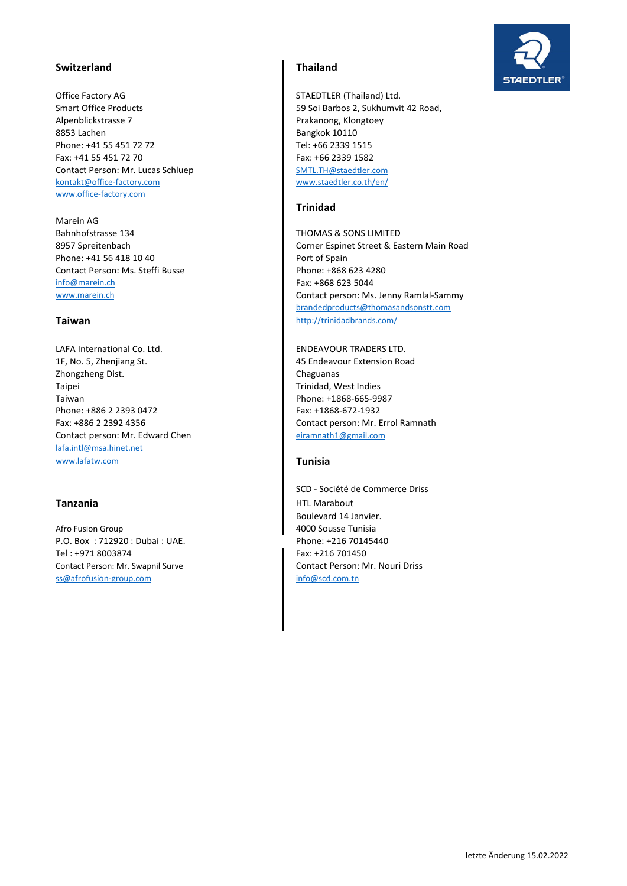## Switzerland

Office Factory AG
Smart Office Products
Alpenblickstrasse 7
8853 Lachen
Phone: +41 55 451 72 72
Fax: +41 55 451 72 70
Contact Person: Mr. Lucas Schluep
kontakt@office-factory.com
www.office-factory.com

Marein AG
Bahnhofstrasse 134
8957 Spreitenbach
Phone: +41 56 418 10 40
Contact Person: Ms. Steffi Busse
info@marein.ch
www.marein.ch

## Taiwan

LAFA International Co. Ltd.
1F, No. 5, Zhenjiang St.
Zhongzheng Dist.
Taipei
Taiwan
Phone: +886 2 2393 0472
Fax: +886 2 2392 4356
Contact person: Mr. Edward Chen
lafa.intl@msa.hinet.net
www.lafatw.com

## Tanzania

Afro Fusion Group
P.O. Box : 712920 : Dubai : UAE.
Tel : +971 8003874
Contact Person: Mr. Swapnil Surve
ss@afrofusion-group.com

## Thailand

STAEDTLER (Thailand) Ltd.
59 Soi Barbos 2, Sukhumvit 42 Road,
Prakanong, Klongtoey
Bangkok 10110
Tel: +66 2339 1515
Fax: +66 2339 1582
SMTL.TH@staedtler.com
www.staedtler.co.th/en/

## Trinidad

THOMAS & SONS LIMITED
Corner Espinet Street & Eastern Main Road
Port of Spain
Phone: +868 623 4280
Fax: +868 623 5044
Contact person: Ms. Jenny Ramlal-Sammy
brandedproducts@thomasandsonstt.com
http://trinidadbrands.com/

ENDEAVOUR TRADERS LTD.
45 Endeavour Extension Road
Chaguanas
Trinidad, West Indies
Phone: +1868-665-9987
Fax: +1868-672-1932
Contact person: Mr. Errol Ramnath
eiramnath1@gmail.com

## Tunisia

SCD - Société de Commerce Driss
HTL Marabout
Boulevard 14 Janvier.
4000 Sousse Tunisia
Phone: +216 70145440
Fax: +216 701450
Contact Person: Mr. Nouri Driss
info@scd.com.tn

letzte Änderung 15.02.2022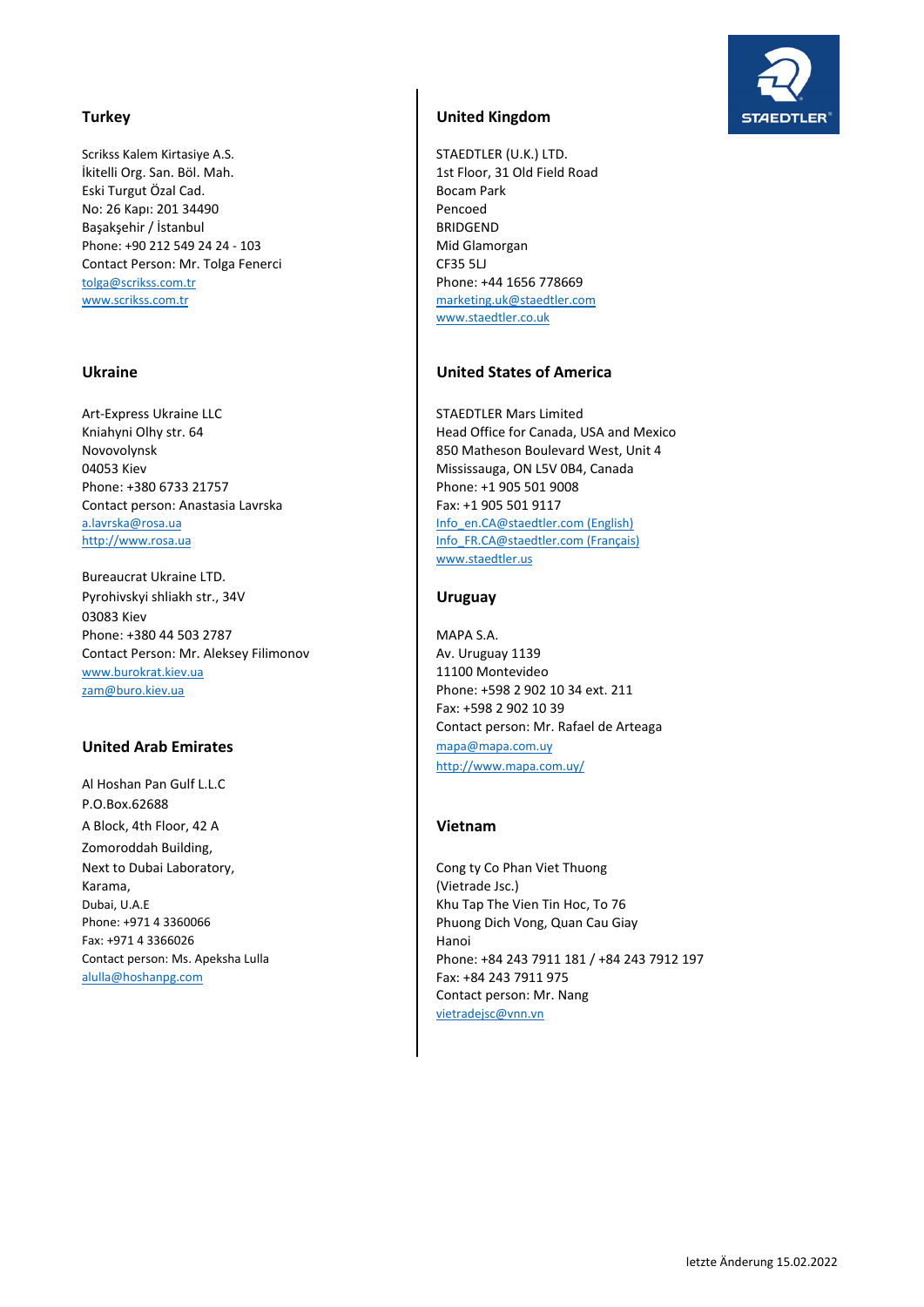## Turkey

Scrikss Kalem Kirtasiye A.S.
İkitelli Org. San. Böl. Mah.
Eski Turgut Özal Cad.
No: 26 Kapı: 201 34490
Başakşehir / İstanbul
Phone: +90 212 549 24 24 - 103
Contact Person: Mr. Tolga Fenerci
tolga@scrikss.com.tr
www.scrikss.com.tr

## Ukraine

Art-Express Ukraine LLC
Kniahyni Olhy str. 64
Novovolynsk
04053 Kiev
Phone: +380 6733 21757
Contact person: Anastasia Lavrska
a.lavrska@rosa.ua
http://www.rosa.ua

Bureaucrat Ukraine LTD.
Pyrohivskyi shliakh str., 34V
03083 Kiev
Phone: +380 44 503 2787
Contact Person: Mr. Aleksey Filimonov
www.burokrat.kiev.ua
zam@buro.kiev.ua

## United Arab Emirates

Al Hoshan Pan Gulf L.L.C
P.O.Box.62688
A Block, 4th Floor, 42 A
Zomoroddah Building,
Next to Dubai Laboratory,
Karama,
Dubai, U.A.E
Phone: +971 4 3360066
Fax: +971 4 3366026
Contact person: Ms. Apeksha Lulla
alulla@hoshanpg.com

## United Kingdom

STAEDTLER (U.K.) LTD.
1st Floor, 31 Old Field Road
Bocam Park
Pencoed
BRIDGEND
Mid Glamorgan
CF35 5LJ
Phone: +44 1656 778669
marketing.uk@staedtler.com
www.staedtler.co.uk

## United States of America

STAEDTLER Mars Limited
Head Office for Canada, USA and Mexico
850 Matheson Boulevard West, Unit 4
Mississauga, ON L5V 0B4, Canada
Phone: +1 905 501 9008
Fax: +1 905 501 9117
Info_en.CA@staedtler.com (English)
Info_FR.CA@staedtler.com (Français)
www.staedtler.us

## Uruguay

MAPA S.A.
Av. Uruguay 1139
11100 Montevideo
Phone: +598 2 902 10 34 ext. 211
Fax: +598 2 902 10 39
Contact person: Mr. Rafael de Arteaga
mapa@mapa.com.uy
http://www.mapa.com.uy/

## Vietnam

Cong ty Co Phan Viet Thuong
(Vietrade Jsc.)
Khu Tap The Vien Tin Hoc, To 76
Phuong Dich Vong, Quan Cau Giay
Hanoi
Phone: +84 243 7911 181 / +84 243 7912 197
Fax: +84 243 7911 975
Contact person: Mr. Nang
vietradejsc@vnn.vn

letzte Änderung 15.02.2022